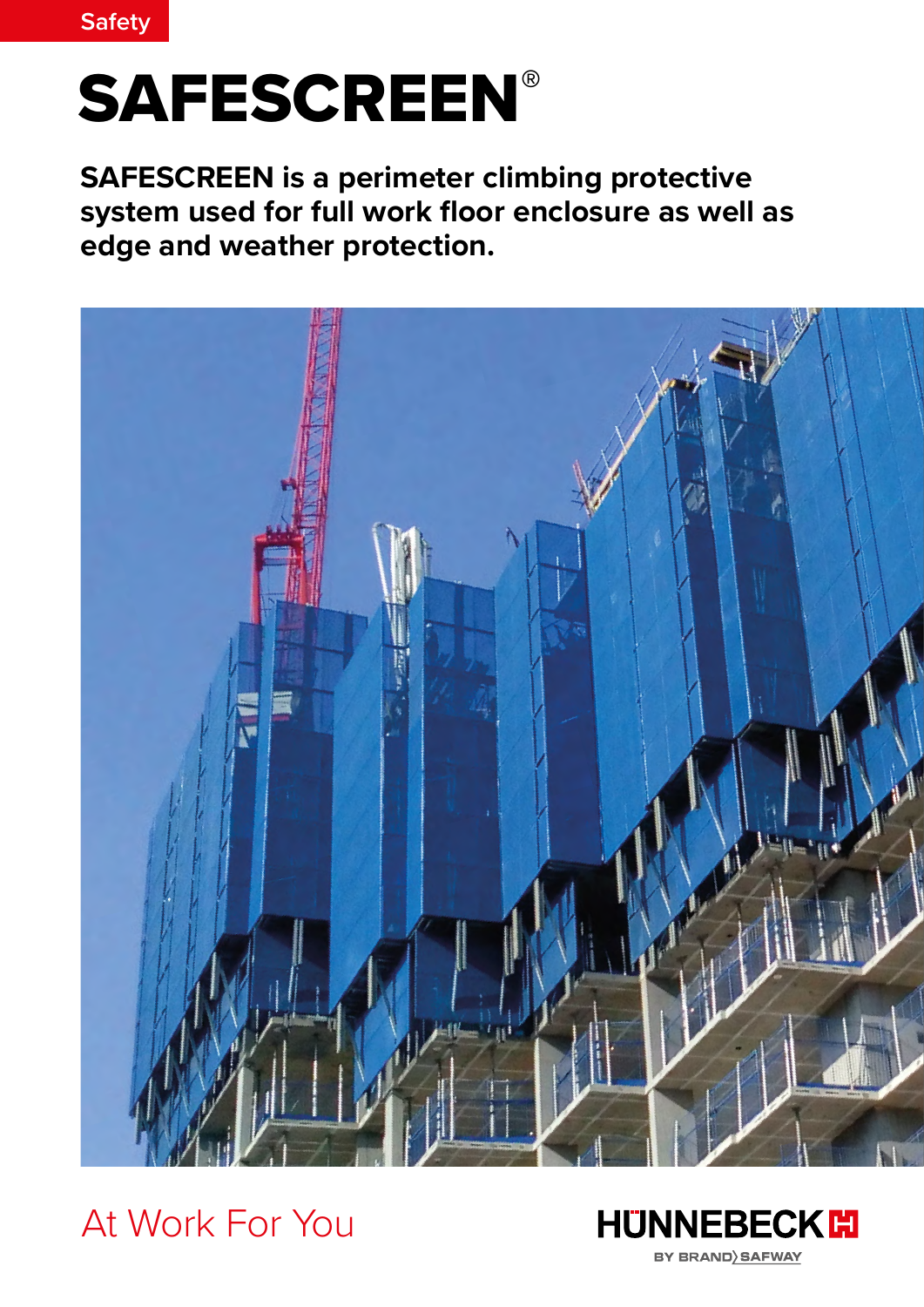Safety

# SAFESCREEN®

**SAFESCREEN is a perimeter climbing protective system used for full work floor enclosure as well as edge and weather protection.**

At Work For You

HÜNNEBECK
BY BRAND SAFWAY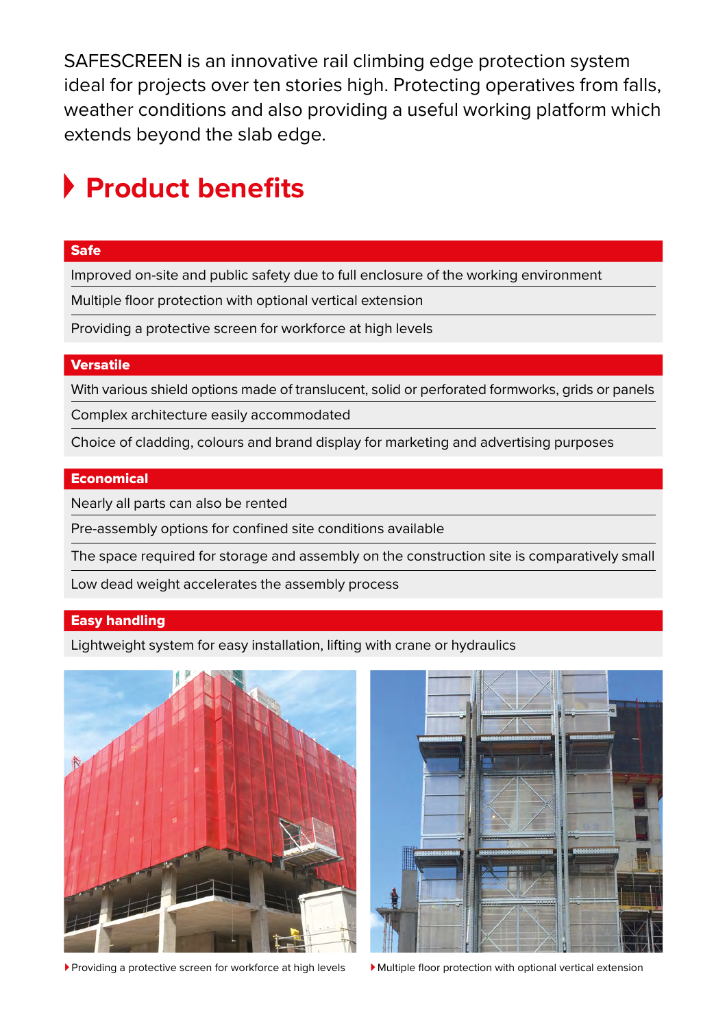SAFESCREEN is an innovative rail climbing edge protection system ideal for projects over ten stories high. Protecting operatives from falls, weather conditions and also providing a useful working platform which extends beyond the slab edge.

## Product benefits

### Safe

- Improved on-site and public safety due to full enclosure of the working environment
- Multiple floor protection with optional vertical extension
- Providing a protective screen for workforce at high levels

### Versatile

- With various shield options made of translucent, solid or perforated formworks, grids or panels
- Complex architecture easily accommodated
- Choice of cladding, colours and brand display for marketing and advertising purposes

### Economical

- Nearly all parts can also be rented
- Pre-assembly options for confined site conditions available
- The space required for storage and assembly on the construction site is comparatively small
- Low dead weight accelerates the assembly process

### Easy handling

- Lightweight system for easy installation, lifting with crane or hydraulics

Providing a protective screen for workforce at high levels

Multiple floor protection with optional vertical extension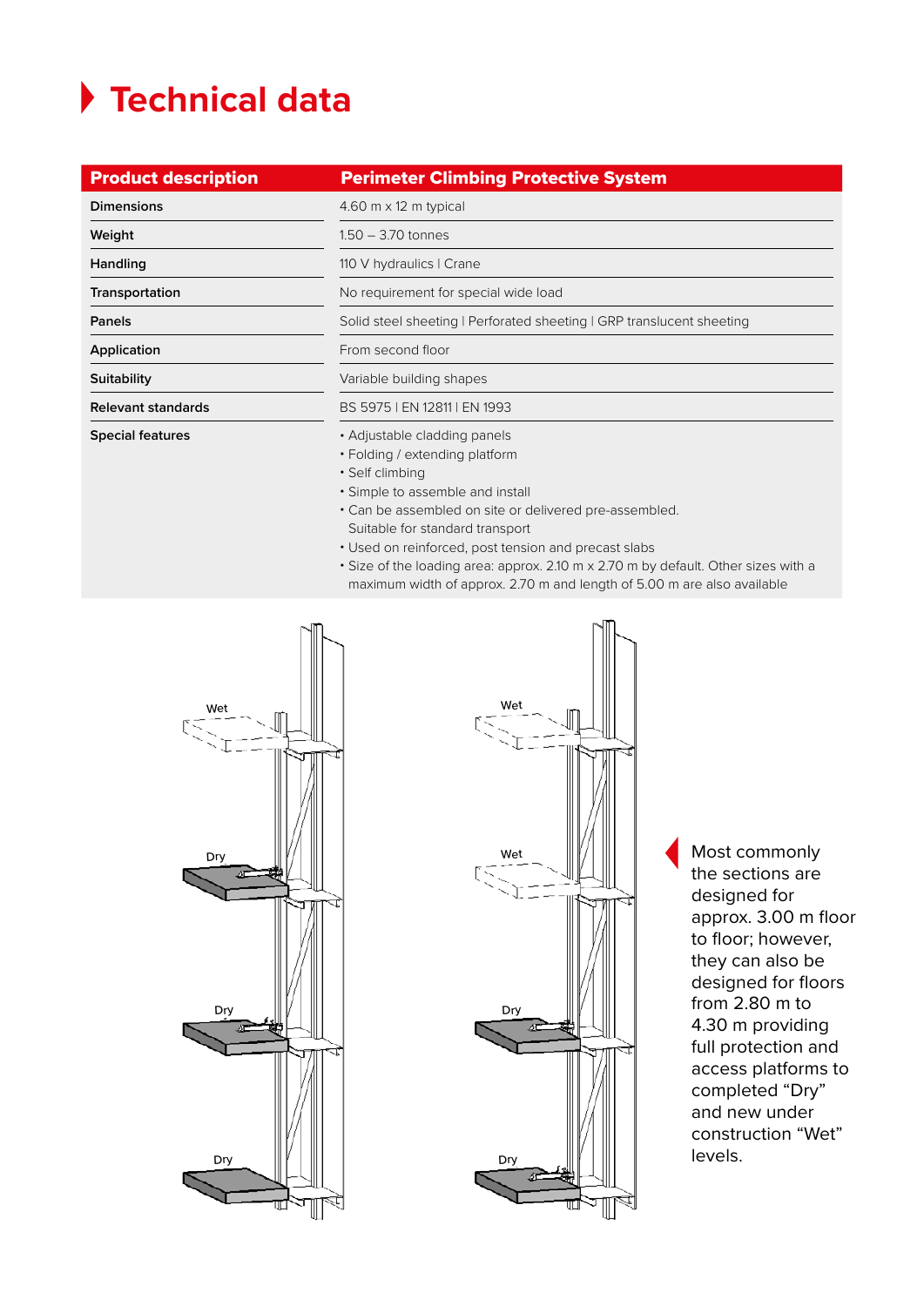# Technical data

| Product description | Perimeter Climbing Protective System |
|---|---|
| Dimensions | 4.60 m x 12 m typical |
| Weight | 1.50 – 3.70 tonnes |
| Handling | 110 V hydraulics I Crane |
| Transportation | No requirement for special wide load |
| Panels | Solid steel sheeting I Perforated sheeting I GRP translucent sheeting |
| Application | From second floor |
| Suitability | Variable building shapes |
| Relevant standards | BS 5975 I EN 12811 I EN 1993 |
| Special features | • Adjustable cladding panels<br>• Folding / extending platform<br>• Self climbing<br>• Simple to assemble and install<br>• Can be assembled on site or delivered pre-assembled. Suitable for standard transport<br>• Used on reinforced, post tension and precast slabs<br>• Size of the loading area: approx. 2.10 m x 2.70 m by default. Other sizes with a maximum width of approx. 2.70 m and length of 5.00 m are also available |

Wet

Dry

Dry

Dry

Wet

Wet

Dry

Dry

Most commonly the sections are designed for approx. 3.00 m floor to floor; however, they can also be designed for floors from 2.80 m to 4.30 m providing full protection and access platforms to completed "Dry" and new under construction "Wet" levels.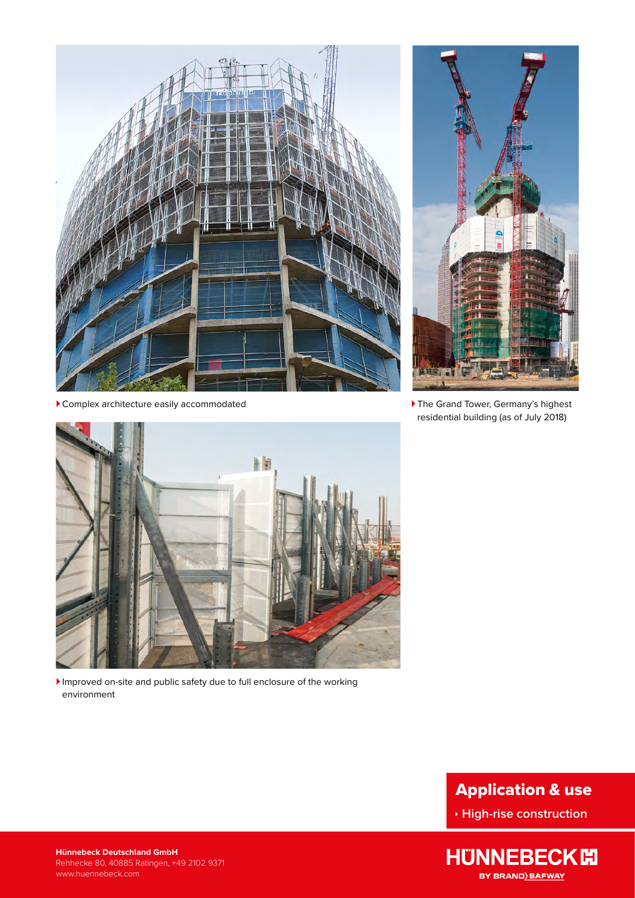Complex architecture easily accommodated

The Grand Tower, Germany's highest residential building (as of July 2018)

Improved on-site and public safety due to full enclosure of the working environment

## Application & use

- High-rise construction

**Hünnebeck Deutschland GmbH**
Rehhecke 80, 40885 Ratingen, +49 2102 9371
www.huennebeck.com

HÜNNEBECK
BY BRAND SAFWAY